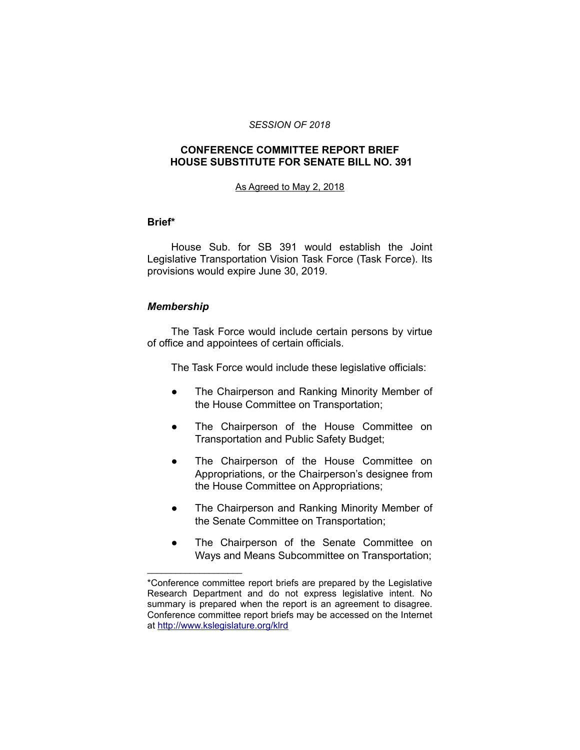*SESSION OF 2018*

# CONFERENCE COMMITTEE REPORT BRIEF
# HOUSE SUBSTITUTE FOR SENATE BILL NO. 391

As Agreed to May 2, 2018

## Brief*

House Sub. for SB 391 would establish the Joint Legislative Transportation Vision Task Force (Task Force). Its provisions would expire June 30, 2019.

### *Membership*

The Task Force would include certain persons by virtue of office and appointees of certain officials.

The Task Force would include these legislative officials:

- The Chairperson and Ranking Minority Member of the House Committee on Transportation;
- The Chairperson of the House Committee on Transportation and Public Safety Budget;
- The Chairperson of the House Committee on Appropriations, or the Chairperson's designee from the House Committee on Appropriations;
- The Chairperson and Ranking Minority Member of the Senate Committee on Transportation;
- The Chairperson of the Senate Committee on Ways and Means Subcommittee on Transportation;

---

*Conference committee report briefs are prepared by the Legislative Research Department and do not express legislative intent. No summary is prepared when the report is an agreement to disagree. Conference committee report briefs may be accessed on the Internet at http://www.kslegislature.org/klrd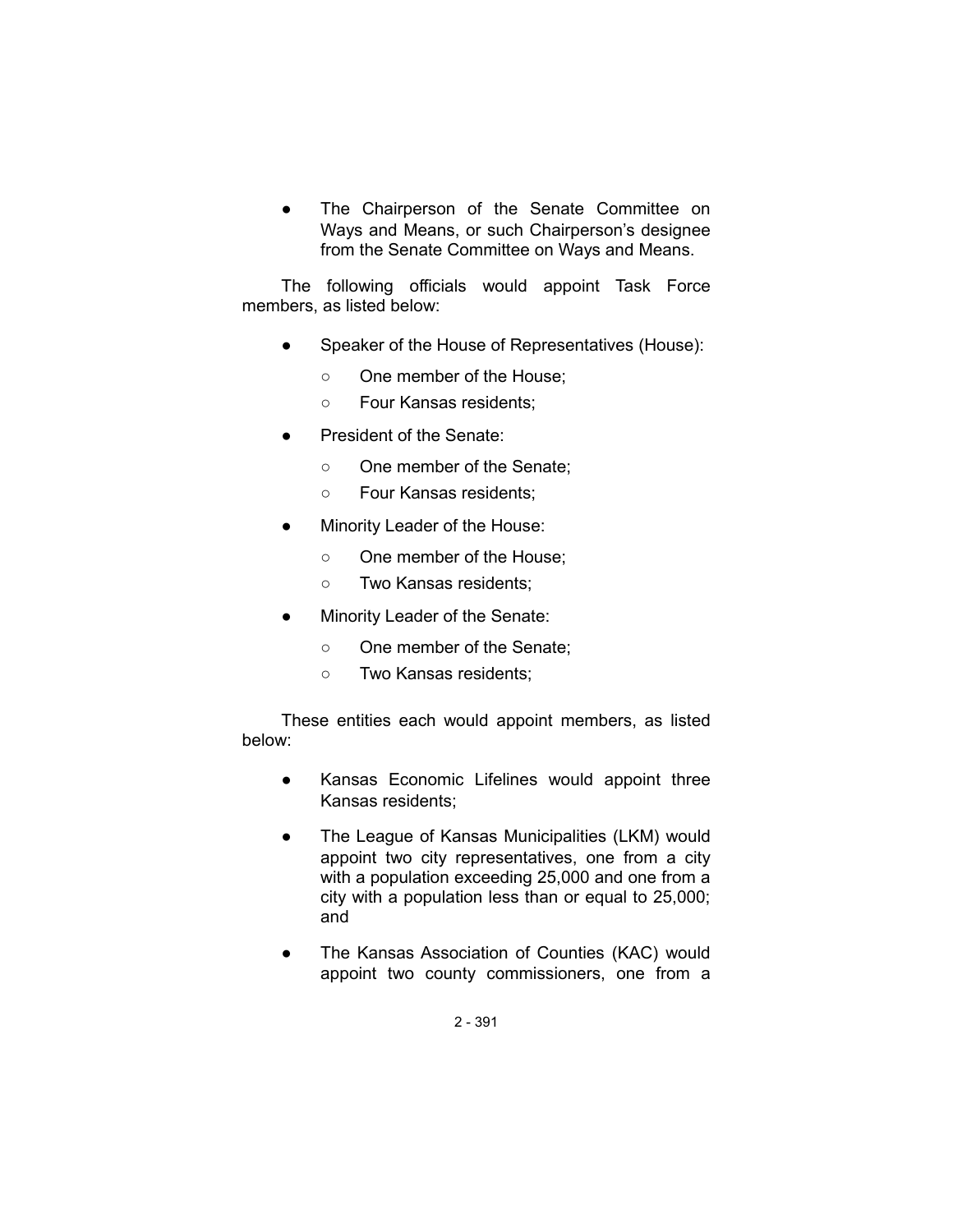- The Chairperson of the Senate Committee on Ways and Means, or such Chairperson's designee from the Senate Committee on Ways and Means.

The following officials would appoint Task Force members, as listed below:

- Speaker of the House of Representatives (House):
  - One member of the House;
  - Four Kansas residents;
- President of the Senate:
  - One member of the Senate;
  - Four Kansas residents;
- Minority Leader of the House:
  - One member of the House;
  - Two Kansas residents;
- Minority Leader of the Senate:
  - One member of the Senate;
  - Two Kansas residents;

These entities each would appoint members, as listed below:

- Kansas Economic Lifelines would appoint three Kansas residents;
- The League of Kansas Municipalities (LKM) would appoint two city representatives, one from a city with a population exceeding 25,000 and one from a city with a population less than or equal to 25,000; and
- The Kansas Association of Counties (KAC) would appoint two county commissioners, one from a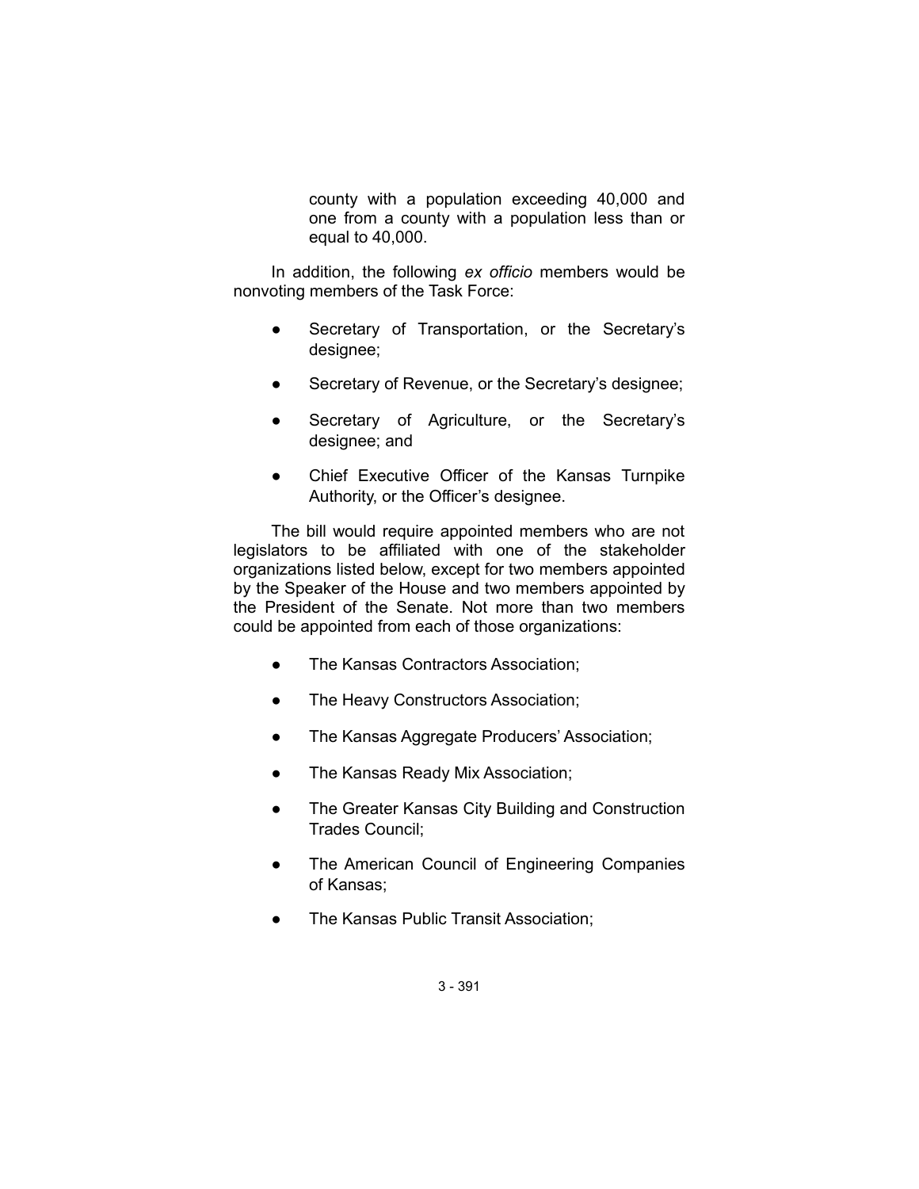county with a population exceeding 40,000 and one from a county with a population less than or equal to 40,000.

In addition, the following *ex officio* members would be nonvoting members of the Task Force:

- Secretary of Transportation, or the Secretary's designee;
- Secretary of Revenue, or the Secretary's designee;
- Secretary of Agriculture, or the Secretary's designee; and
- Chief Executive Officer of the Kansas Turnpike Authority, or the Officer's designee.

The bill would require appointed members who are not legislators to be affiliated with one of the stakeholder organizations listed below, except for two members appointed by the Speaker of the House and two members appointed by the President of the Senate. Not more than two members could be appointed from each of those organizations:

- The Kansas Contractors Association;
- The Heavy Constructors Association;
- The Kansas Aggregate Producers' Association;
- The Kansas Ready Mix Association;
- The Greater Kansas City Building and Construction Trades Council;
- The American Council of Engineering Companies of Kansas;
- The Kansas Public Transit Association;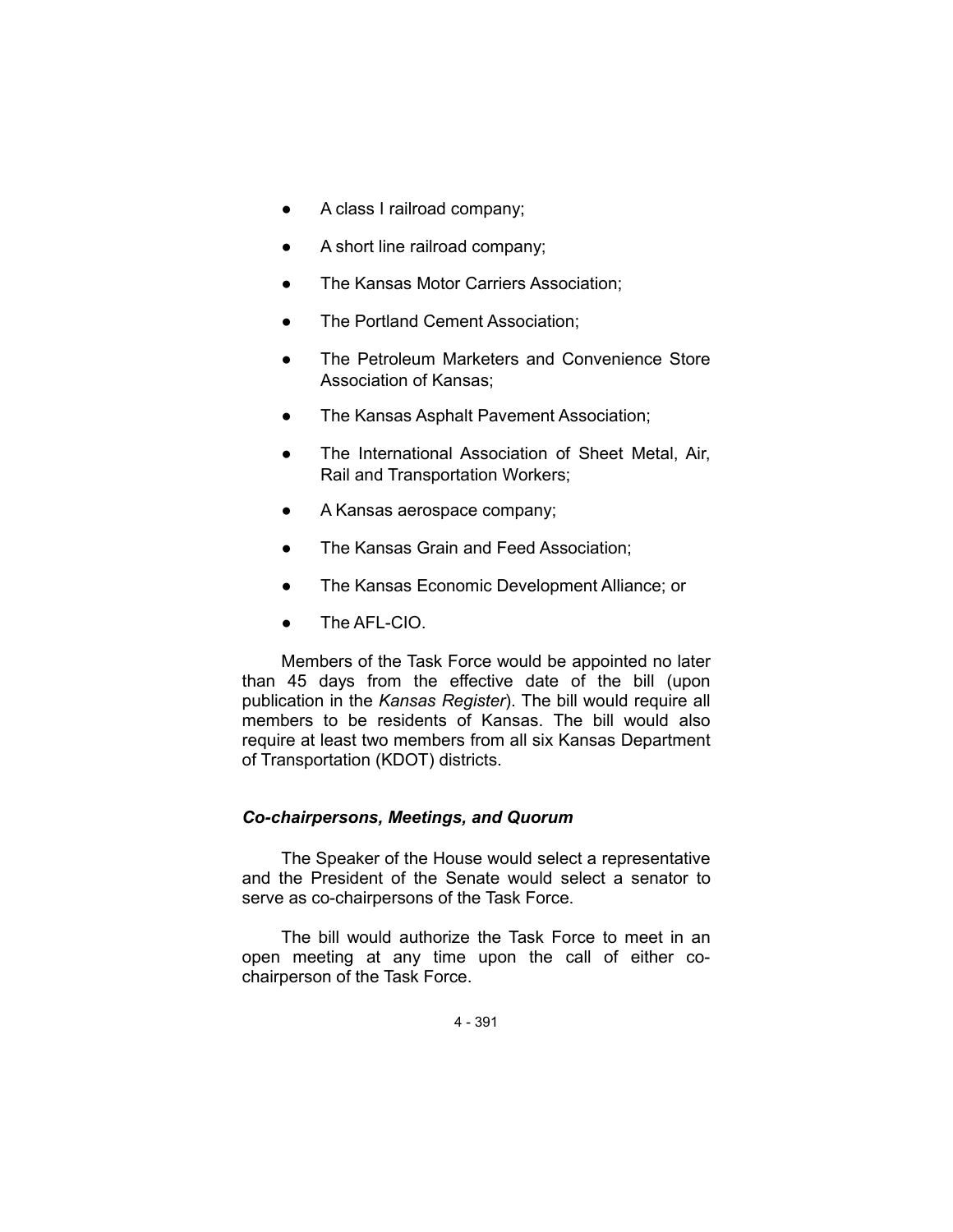- A class I railroad company;
- A short line railroad company;
- The Kansas Motor Carriers Association;
- The Portland Cement Association;
- The Petroleum Marketers and Convenience Store Association of Kansas;
- The Kansas Asphalt Pavement Association;
- The International Association of Sheet Metal, Air, Rail and Transportation Workers;
- A Kansas aerospace company;
- The Kansas Grain and Feed Association;
- The Kansas Economic Development Alliance; or
- The AFL-CIO.

Members of the Task Force would be appointed no later than 45 days from the effective date of the bill (upon publication in the *Kansas Register*). The bill would require all members to be residents of Kansas. The bill would also require at least two members from all six Kansas Department of Transportation (KDOT) districts.

### *Co-chairpersons, Meetings, and Quorum*

The Speaker of the House would select a representative and the President of the Senate would select a senator to serve as co-chairpersons of the Task Force.

The bill would authorize the Task Force to meet in an open meeting at any time upon the call of either co-chairperson of the Task Force.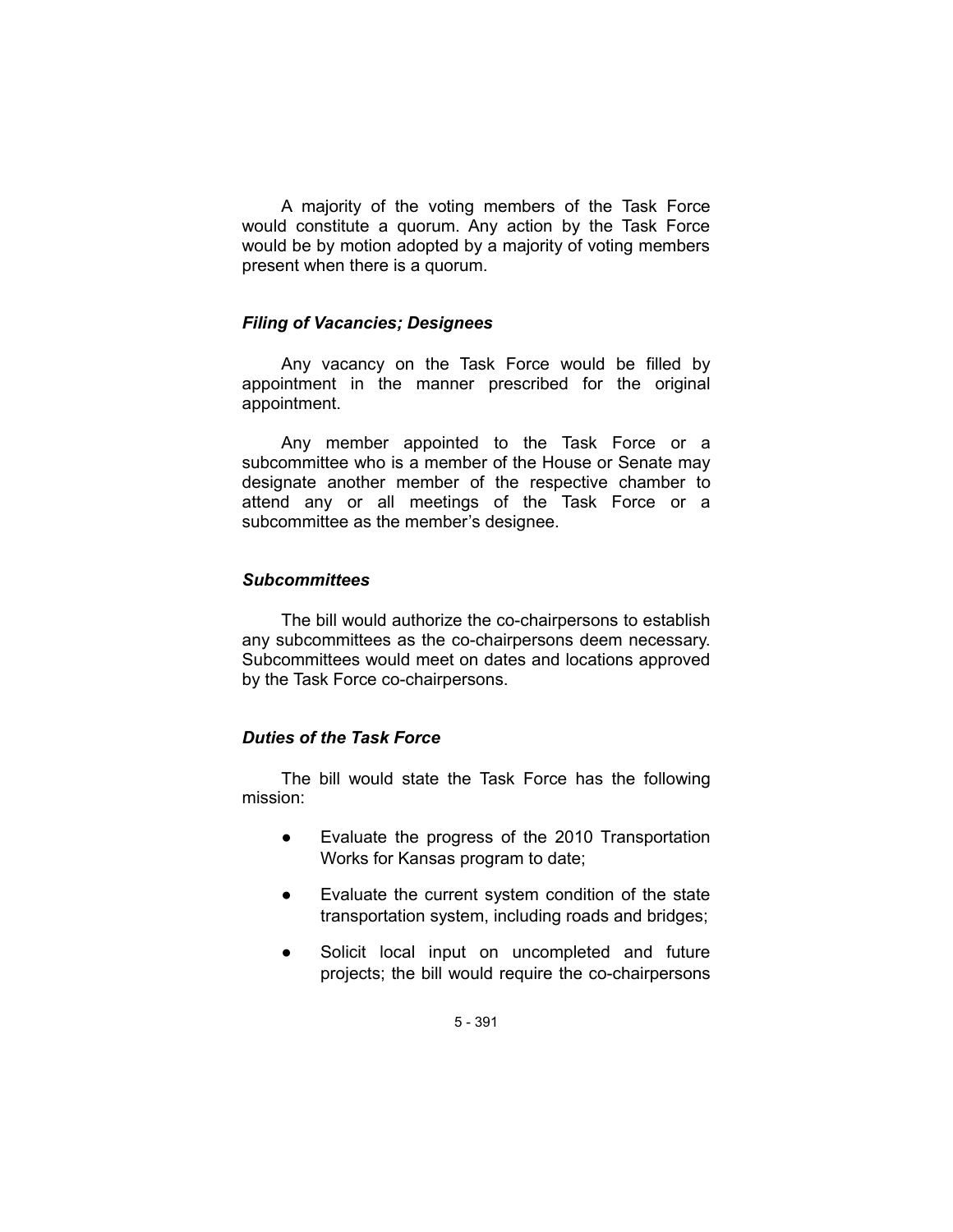A majority of the voting members of the Task Force would constitute a quorum. Any action by the Task Force would be by motion adopted by a majority of voting members present when there is a quorum.

### *Filing of Vacancies; Designees*

Any vacancy on the Task Force would be filled by appointment in the manner prescribed for the original appointment.

Any member appointed to the Task Force or a subcommittee who is a member of the House or Senate may designate another member of the respective chamber to attend any or all meetings of the Task Force or a subcommittee as the member's designee.

### *Subcommittees*

The bill would authorize the co-chairpersons to establish any subcommittees as the co-chairpersons deem necessary. Subcommittees would meet on dates and locations approved by the Task Force co-chairpersons.

### *Duties of the Task Force*

The bill would state the Task Force has the following mission:

- Evaluate the progress of the 2010 Transportation Works for Kansas program to date;
- Evaluate the current system condition of the state transportation system, including roads and bridges;
- Solicit local input on uncompleted and future projects; the bill would require the co-chairpersons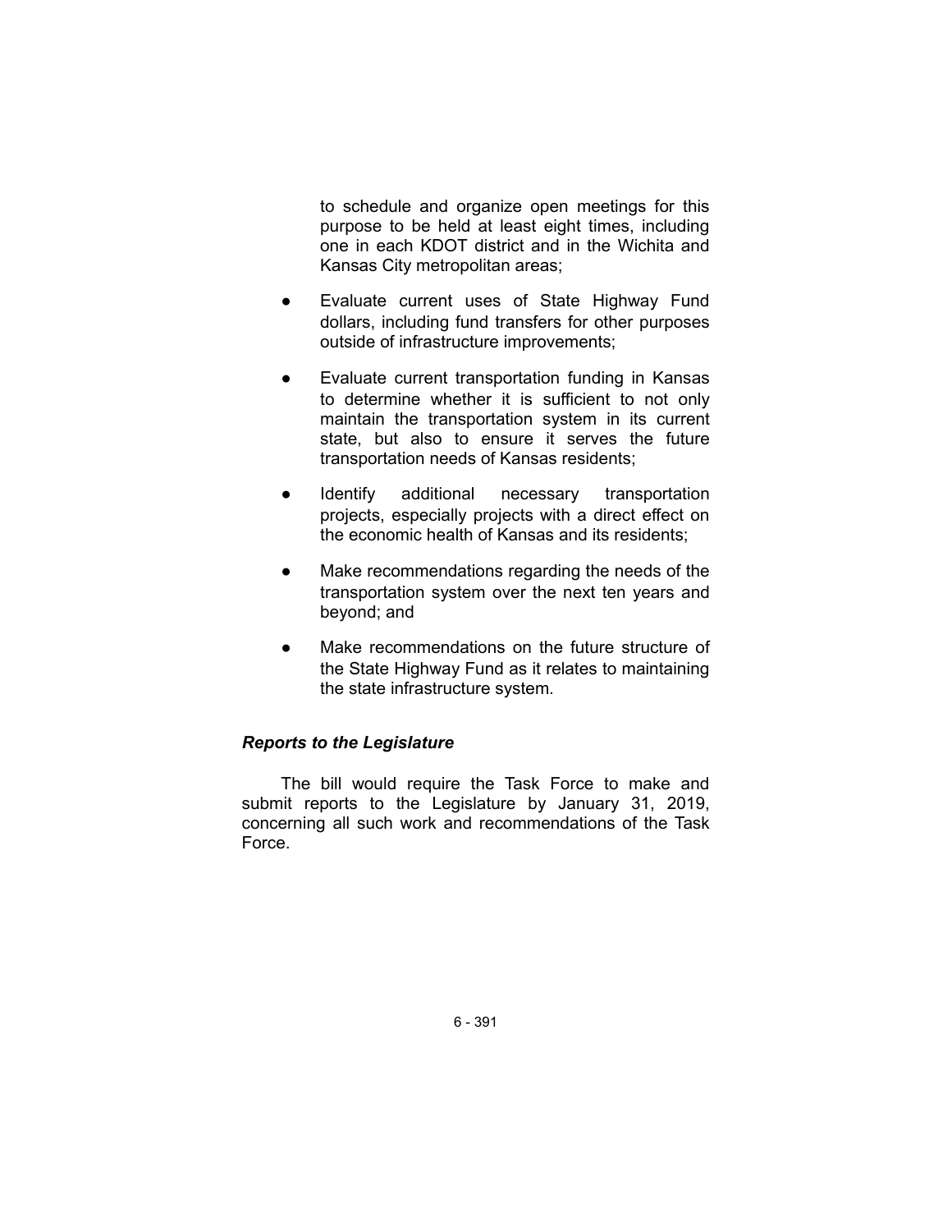to schedule and organize open meetings for this purpose to be held at least eight times, including one in each KDOT district and in the Wichita and Kansas City metropolitan areas;

- Evaluate current uses of State Highway Fund dollars, including fund transfers for other purposes outside of infrastructure improvements;
- Evaluate current transportation funding in Kansas to determine whether it is sufficient to not only maintain the transportation system in its current state, but also to ensure it serves the future transportation needs of Kansas residents;
- Identify additional necessary transportation projects, especially projects with a direct effect on the economic health of Kansas and its residents;
- Make recommendations regarding the needs of the transportation system over the next ten years and beyond; and
- Make recommendations on the future structure of the State Highway Fund as it relates to maintaining the state infrastructure system.

### *Reports to the Legislature*

The bill would require the Task Force to make and submit reports to the Legislature by January 31, 2019, concerning all such work and recommendations of the Task Force.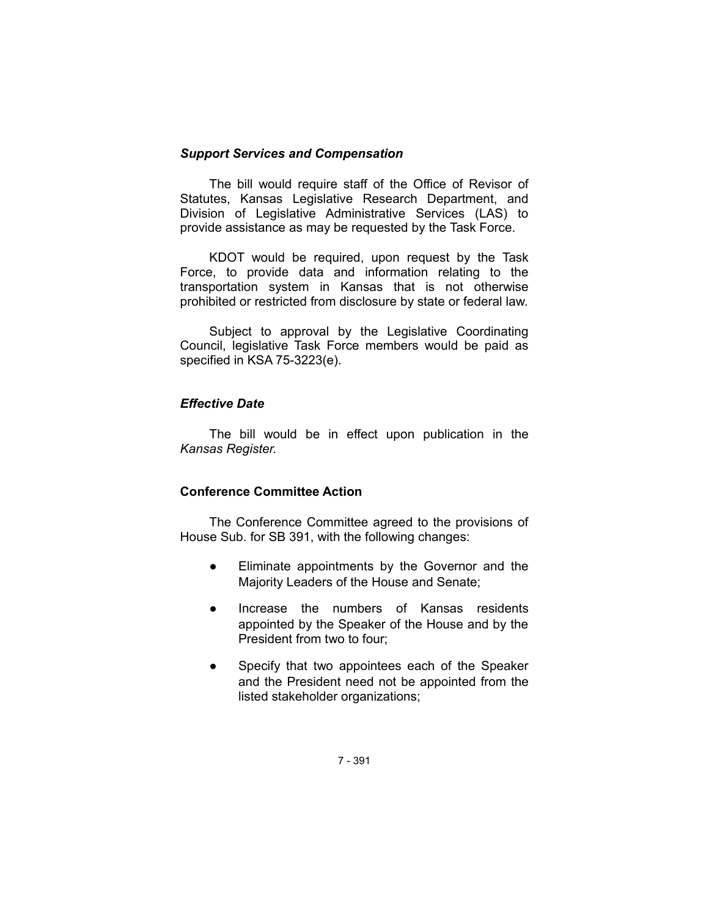### *Support Services and Compensation*

The bill would require staff of the Office of Revisor of Statutes, Kansas Legislative Research Department, and Division of Legislative Administrative Services (LAS) to provide assistance as may be requested by the Task Force.

KDOT would be required, upon request by the Task Force, to provide data and information relating to the transportation system in Kansas that is not otherwise prohibited or restricted from disclosure by state or federal law.

Subject to approval by the Legislative Coordinating Council, legislative Task Force members would be paid as specified in KSA 75-3223(e).

### *Effective Date*

The bill would be in effect upon publication in the *Kansas Register.*

## Conference Committee Action

The Conference Committee agreed to the provisions of House Sub. for SB 391, with the following changes:

- Eliminate appointments by the Governor and the Majority Leaders of the House and Senate;
- Increase the numbers of Kansas residents appointed by the Speaker of the House and by the President from two to four;
- Specify that two appointees each of the Speaker and the President need not be appointed from the listed stakeholder organizations;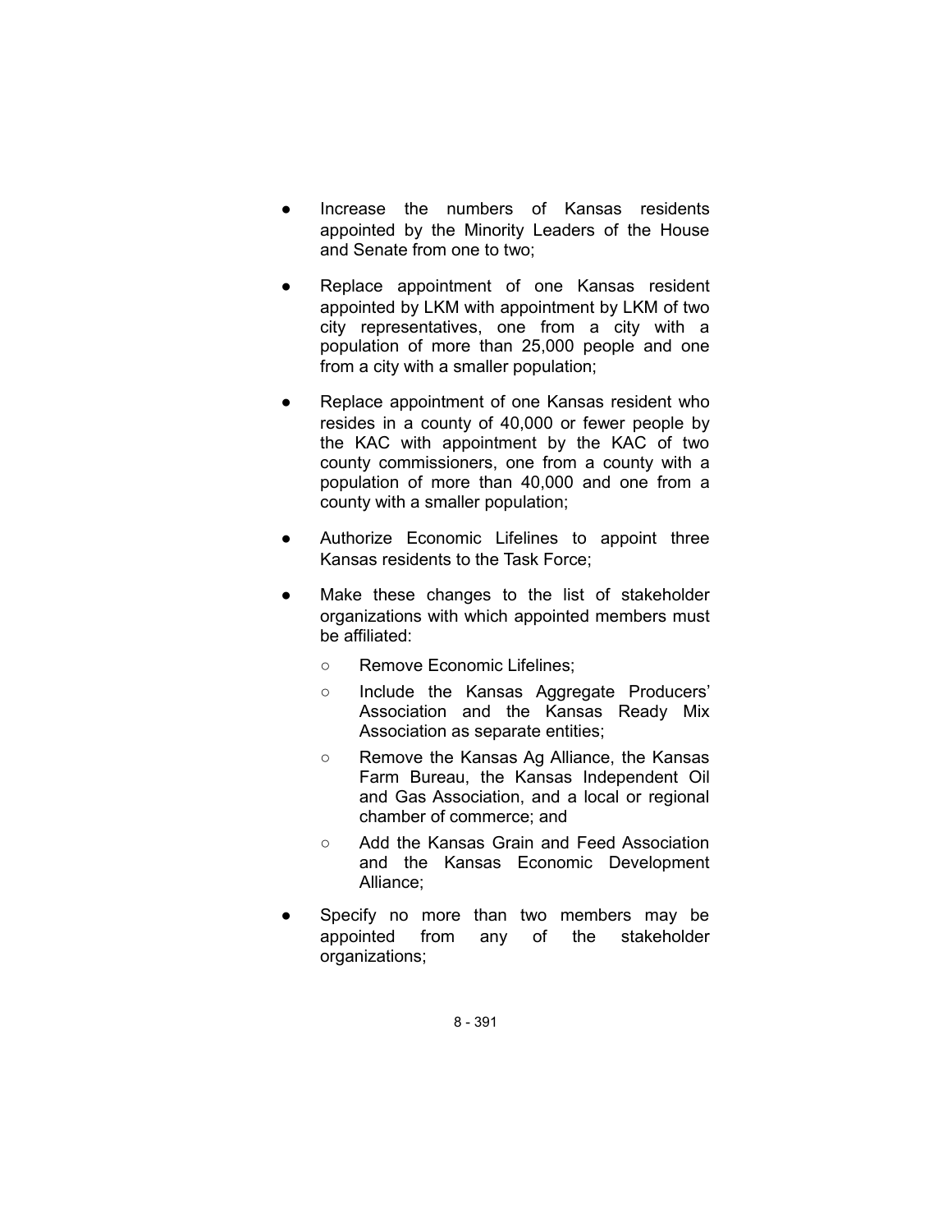- Increase the numbers of Kansas residents appointed by the Minority Leaders of the House and Senate from one to two;
- Replace appointment of one Kansas resident appointed by LKM with appointment by LKM of two city representatives, one from a city with a population of more than 25,000 people and one from a city with a smaller population;
- Replace appointment of one Kansas resident who resides in a county of 40,000 or fewer people by the KAC with appointment by the KAC of two county commissioners, one from a county with a population of more than 40,000 and one from a county with a smaller population;
- Authorize Economic Lifelines to appoint three Kansas residents to the Task Force;
- Make these changes to the list of stakeholder organizations with which appointed members must be affiliated:
  - Remove Economic Lifelines;
  - Include the Kansas Aggregate Producers' Association and the Kansas Ready Mix Association as separate entities;
  - Remove the Kansas Ag Alliance, the Kansas Farm Bureau, the Kansas Independent Oil and Gas Association, and a local or regional chamber of commerce; and
  - Add the Kansas Grain and Feed Association and the Kansas Economic Development Alliance;
- Specify no more than two members may be appointed from any of the stakeholder organizations;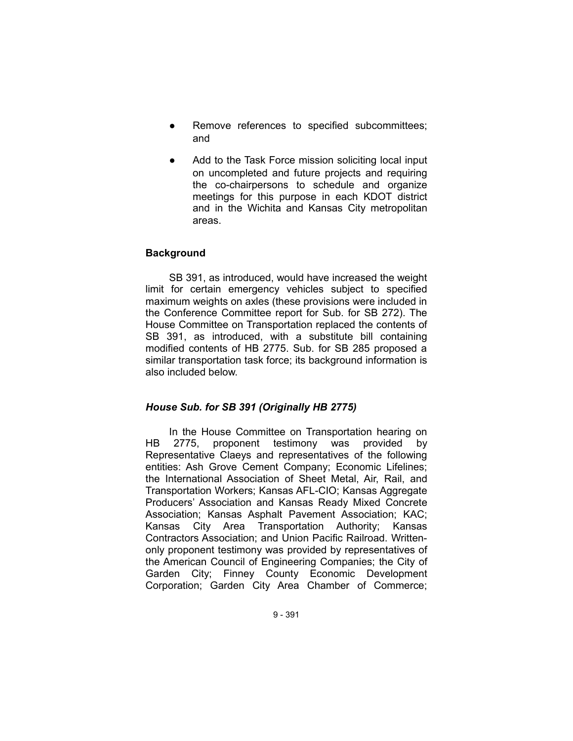- Remove references to specified subcommittees; and
- Add to the Task Force mission soliciting local input on uncompleted and future projects and requiring the co-chairpersons to schedule and organize meetings for this purpose in each KDOT district and in the Wichita and Kansas City metropolitan areas.

## Background

SB 391, as introduced, would have increased the weight limit for certain emergency vehicles subject to specified maximum weights on axles (these provisions were included in the Conference Committee report for Sub. for SB 272). The House Committee on Transportation replaced the contents of SB 391, as introduced, with a substitute bill containing modified contents of HB 2775. Sub. for SB 285 proposed a similar transportation task force; its background information is also included below.

### *House Sub. for SB 391 (Originally HB 2775)*

In the House Committee on Transportation hearing on HB 2775, proponent testimony was provided by Representative Claeys and representatives of the following entities: Ash Grove Cement Company; Economic Lifelines; the International Association of Sheet Metal, Air, Rail, and Transportation Workers; Kansas AFL-CIO; Kansas Aggregate Producers' Association and Kansas Ready Mixed Concrete Association; Kansas Asphalt Pavement Association; KAC; Kansas City Area Transportation Authority; Kansas Contractors Association; and Union Pacific Railroad. Written-only proponent testimony was provided by representatives of the American Council of Engineering Companies; the City of Garden City; Finney County Economic Development Corporation; Garden City Area Chamber of Commerce;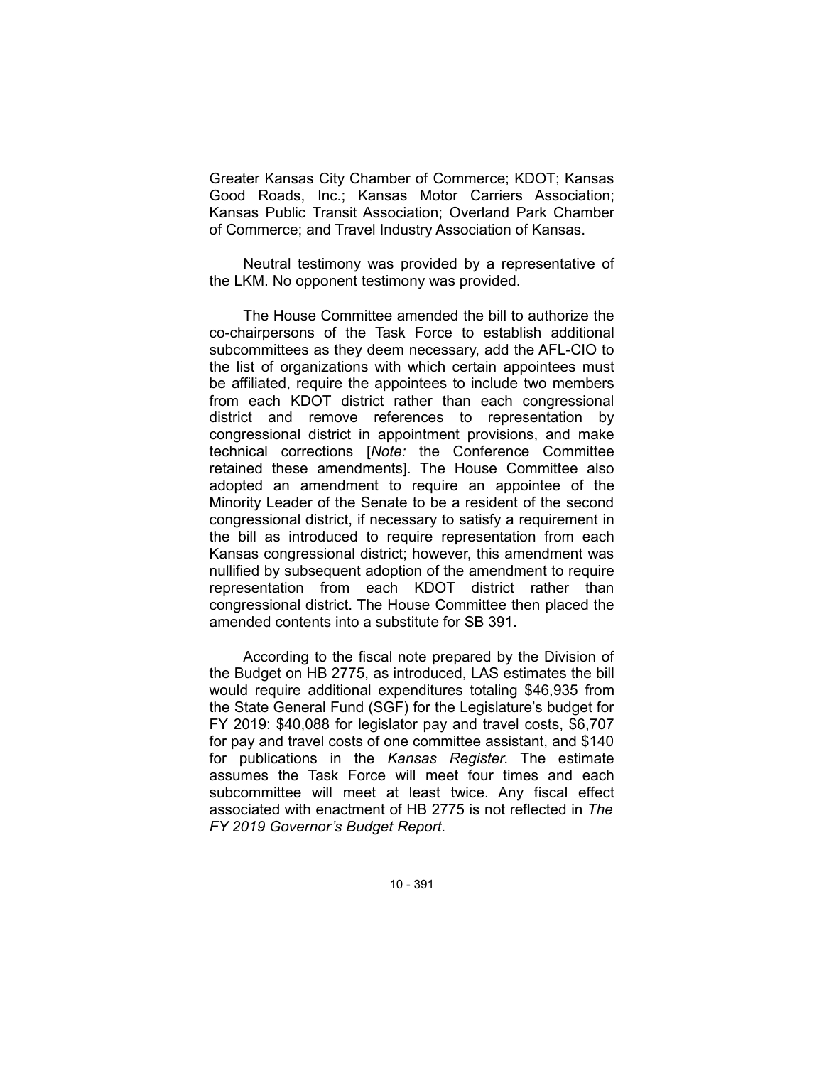Greater Kansas City Chamber of Commerce; KDOT; Kansas Good Roads, Inc.; Kansas Motor Carriers Association; Kansas Public Transit Association; Overland Park Chamber of Commerce; and Travel Industry Association of Kansas.

Neutral testimony was provided by a representative of the LKM. No opponent testimony was provided.

The House Committee amended the bill to authorize the co-chairpersons of the Task Force to establish additional subcommittees as they deem necessary, add the AFL-CIO to the list of organizations with which certain appointees must be affiliated, require the appointees to include two members from each KDOT district rather than each congressional district and remove references to representation by congressional district in appointment provisions, and make technical corrections [*Note:* the Conference Committee retained these amendments]. The House Committee also adopted an amendment to require an appointee of the Minority Leader of the Senate to be a resident of the second congressional district, if necessary to satisfy a requirement in the bill as introduced to require representation from each Kansas congressional district; however, this amendment was nullified by subsequent adoption of the amendment to require representation from each KDOT district rather than congressional district. The House Committee then placed the amended contents into a substitute for SB 391.

According to the fiscal note prepared by the Division of the Budget on HB 2775, as introduced, LAS estimates the bill would require additional expenditures totaling $46,935 from the State General Fund (SGF) for the Legislature's budget for FY 2019: $40,088 for legislator pay and travel costs, $6,707 for pay and travel costs of one committee assistant, and $140 for publications in the *Kansas Register*. The estimate assumes the Task Force will meet four times and each subcommittee will meet at least twice. Any fiscal effect associated with enactment of HB 2775 is not reflected in *The FY 2019 Governor's Budget Report*.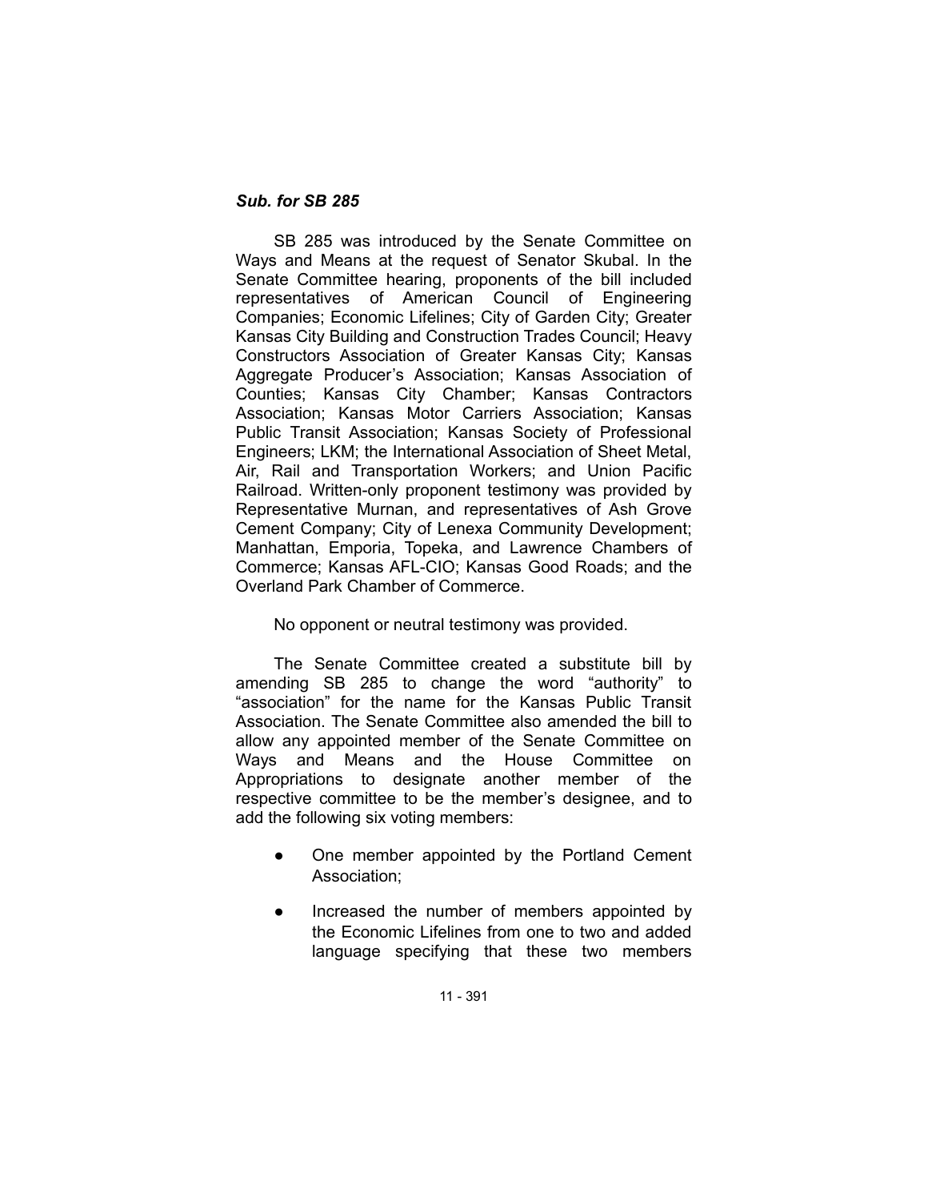***Sub. for SB 285***

SB 285 was introduced by the Senate Committee on Ways and Means at the request of Senator Skubal. In the Senate Committee hearing, proponents of the bill included representatives of American Council of Engineering Companies; Economic Lifelines; City of Garden City; Greater Kansas City Building and Construction Trades Council; Heavy Constructors Association of Greater Kansas City; Kansas Aggregate Producer's Association; Kansas Association of Counties; Kansas City Chamber; Kansas Contractors Association; Kansas Motor Carriers Association; Kansas Public Transit Association; Kansas Society of Professional Engineers; LKM; the International Association of Sheet Metal, Air, Rail and Transportation Workers; and Union Pacific Railroad. Written-only proponent testimony was provided by Representative Murnan, and representatives of Ash Grove Cement Company; City of Lenexa Community Development; Manhattan, Emporia, Topeka, and Lawrence Chambers of Commerce; Kansas AFL-CIO; Kansas Good Roads; and the Overland Park Chamber of Commerce.

No opponent or neutral testimony was provided.

The Senate Committee created a substitute bill by amending SB 285 to change the word "authority" to "association" for the name for the Kansas Public Transit Association. The Senate Committee also amended the bill to allow any appointed member of the Senate Committee on Ways and Means and the House Committee on Appropriations to designate another member of the respective committee to be the member's designee, and to add the following six voting members:

- One member appointed by the Portland Cement Association;
- Increased the number of members appointed by the Economic Lifelines from one to two and added language specifying that these two members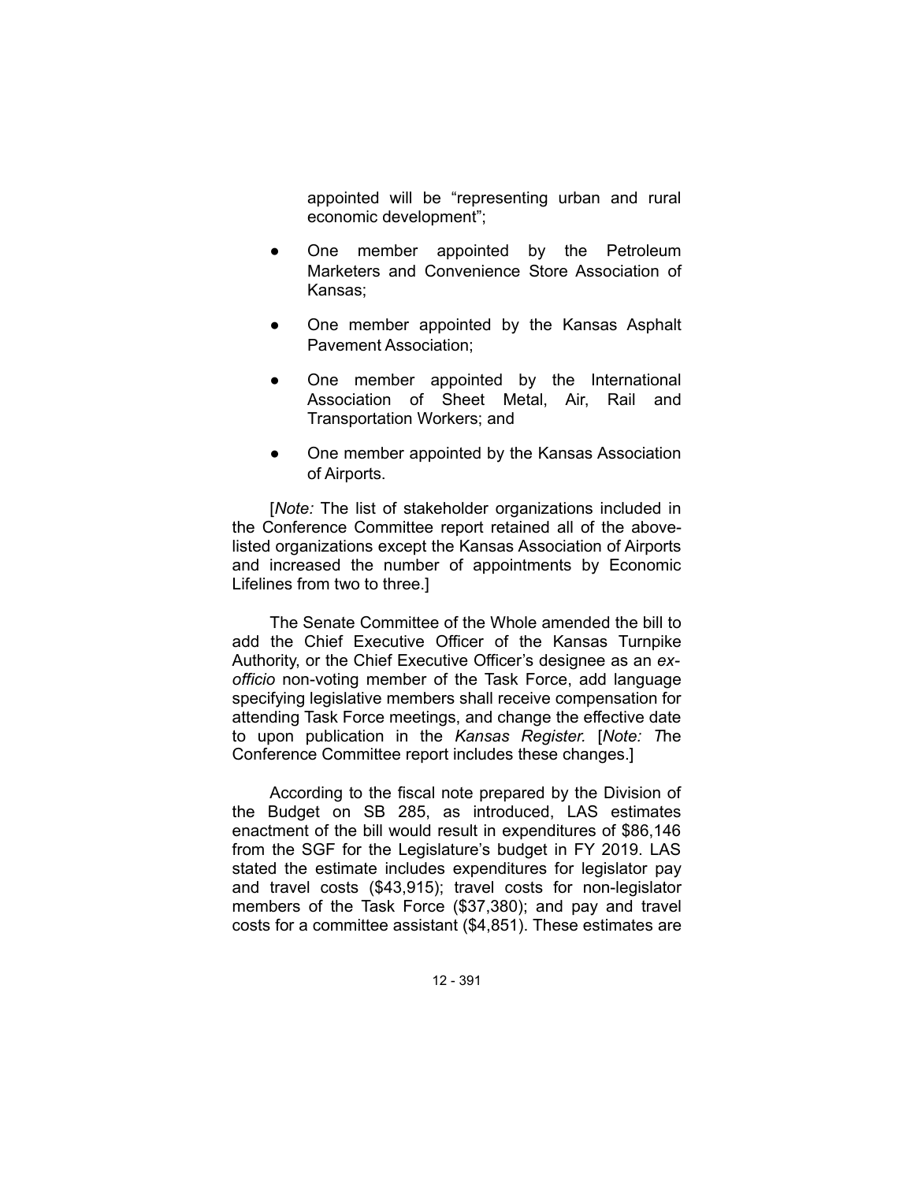appointed will be "representing urban and rural economic development";

- One member appointed by the Petroleum Marketers and Convenience Store Association of Kansas;
- One member appointed by the Kansas Asphalt Pavement Association;
- One member appointed by the International Association of Sheet Metal, Air, Rail and Transportation Workers; and
- One member appointed by the Kansas Association of Airports.

[*Note:* The list of stakeholder organizations included in the Conference Committee report retained all of the above-listed organizations except the Kansas Association of Airports and increased the number of appointments by Economic Lifelines from two to three.]

The Senate Committee of the Whole amended the bill to add the Chief Executive Officer of the Kansas Turnpike Authority, or the Chief Executive Officer's designee as an *ex-officio* non-voting member of the Task Force, add language specifying legislative members shall receive compensation for attending Task Force meetings, and change the effective date to upon publication in the *Kansas Register.* [*Note: T*he Conference Committee report includes these changes.]

According to the fiscal note prepared by the Division of the Budget on SB 285, as introduced, LAS estimates enactment of the bill would result in expenditures of $86,146 from the SGF for the Legislature's budget in FY 2019. LAS stated the estimate includes expenditures for legislator pay and travel costs ($43,915); travel costs for non-legislator members of the Task Force ($37,380); and pay and travel costs for a committee assistant ($4,851). These estimates are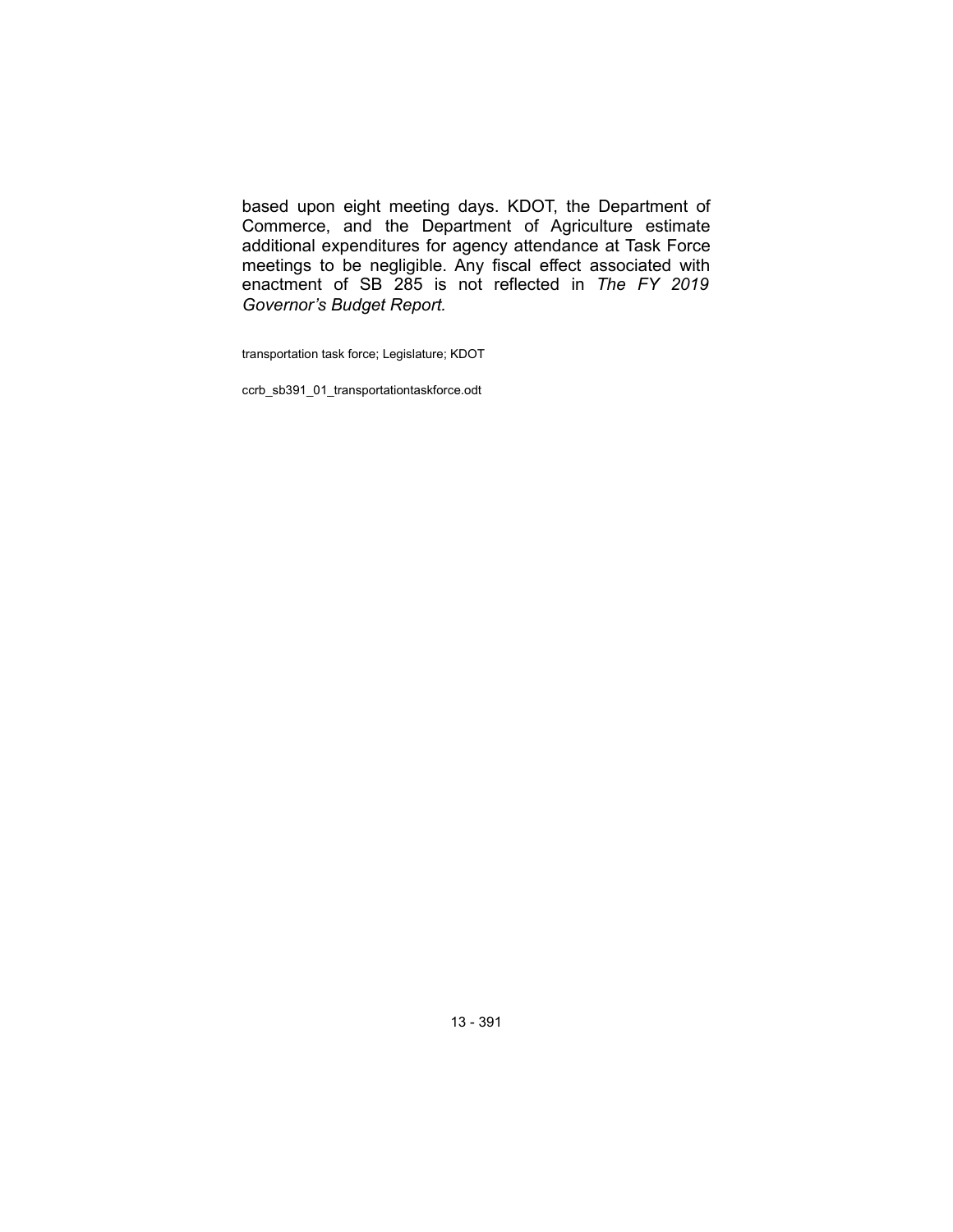based upon eight meeting days. KDOT, the Department of Commerce, and the Department of Agriculture estimate additional expenditures for agency attendance at Task Force meetings to be negligible. Any fiscal effect associated with enactment of SB 285 is not reflected in *The FY 2019 Governor's Budget Report.*

transportation task force; Legislature; KDOT

ccrb_sb391_01_transportationtaskforce.odt